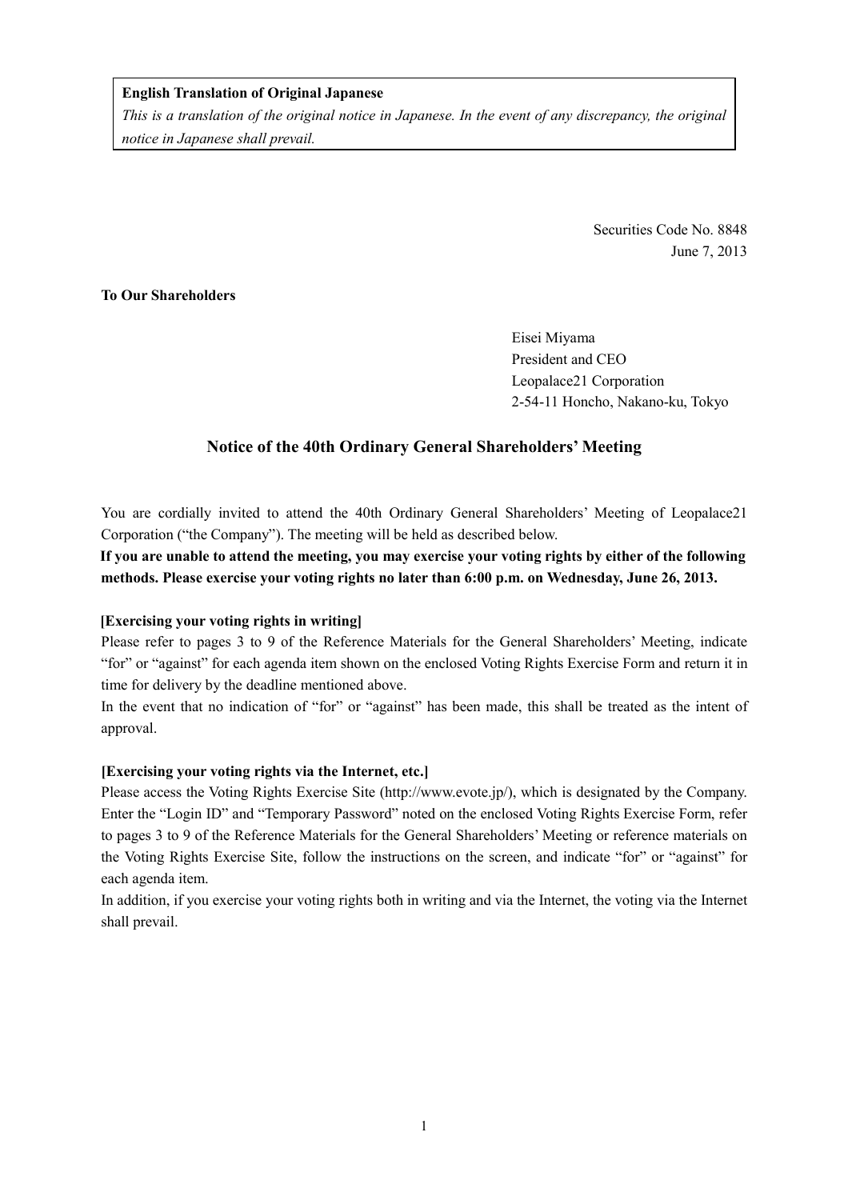**English Translation of Original Japanese**

*This is a translation of the original notice in Japanese. In the event of any discrepancy, the original notice in Japanese shall prevail.*

Securities Code No. 8848
June 7, 2013

**To Our Shareholders**

Eisei Miyama
President and CEO
Leopalace21 Corporation
2-54-11 Honcho, Nakano-ku, Tokyo

## Notice of the 40th Ordinary General Shareholders' Meeting

You are cordially invited to attend the 40th Ordinary General Shareholders' Meeting of Leopalace21 Corporation ("the Company"). The meeting will be held as described below.

**If you are unable to attend the meeting, you may exercise your voting rights by either of the following methods. Please exercise your voting rights no later than 6:00 p.m. on Wednesday, June 26, 2013.**

**[Exercising your voting rights in writing]**

Please refer to pages 3 to 9 of the Reference Materials for the General Shareholders' Meeting, indicate "for" or "against" for each agenda item shown on the enclosed Voting Rights Exercise Form and return it in time for delivery by the deadline mentioned above.

In the event that no indication of "for" or "against" has been made, this shall be treated as the intent of approval.

**[Exercising your voting rights via the Internet, etc.]**

Please access the Voting Rights Exercise Site (http://www.evote.jp/), which is designated by the Company. Enter the "Login ID" and "Temporary Password" noted on the enclosed Voting Rights Exercise Form, refer to pages 3 to 9 of the Reference Materials for the General Shareholders' Meeting or reference materials on the Voting Rights Exercise Site, follow the instructions on the screen, and indicate "for" or "against" for each agenda item.

In addition, if you exercise your voting rights both in writing and via the Internet, the voting via the Internet shall prevail.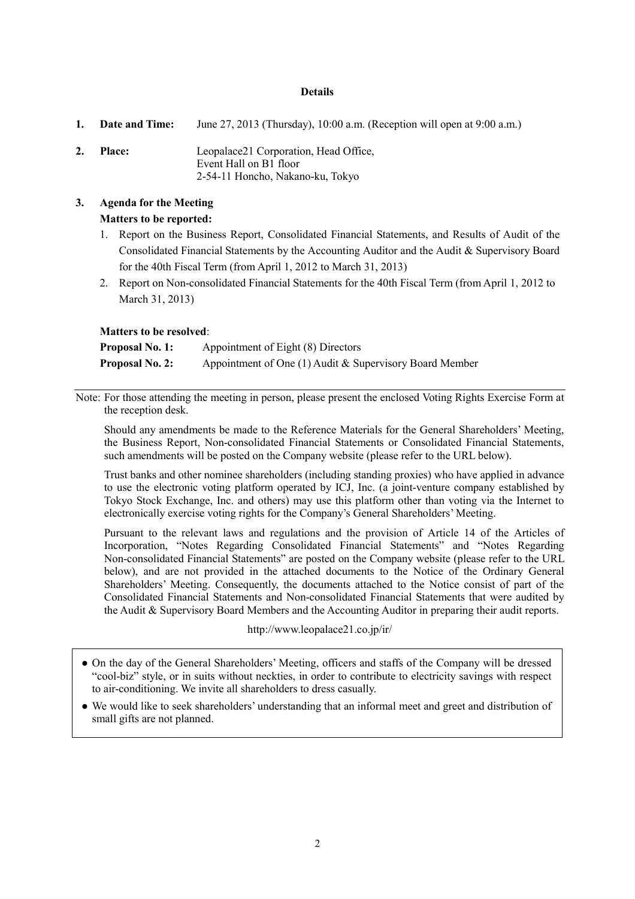## Details

1. **Date and Time:** June 27, 2013 (Thursday), 10:00 a.m. (Reception will open at 9:00 a.m.)

2. **Place:** Leopalace21 Corporation, Head Office,
   Event Hall on B1 floor
   2-54-11 Honcho, Nakano-ku, Tokyo

3. **Agenda for the Meeting**

   **Matters to be reported:**

   1. Report on the Business Report, Consolidated Financial Statements, and Results of Audit of the Consolidated Financial Statements by the Accounting Auditor and the Audit & Supervisory Board for the 40th Fiscal Term (from April 1, 2012 to March 31, 2013)
   2. Report on Non-consolidated Financial Statements for the 40th Fiscal Term (from April 1, 2012 to March 31, 2013)

   **Matters to be resolved**:

   **Proposal No. 1:** Appointment of Eight (8) Directors
   **Proposal No. 2:** Appointment of One (1) Audit & Supervisory Board Member

---

Note: For those attending the meeting in person, please present the enclosed Voting Rights Exercise Form at the reception desk.

Should any amendments be made to the Reference Materials for the General Shareholders' Meeting, the Business Report, Non-consolidated Financial Statements or Consolidated Financial Statements, such amendments will be posted on the Company website (please refer to the URL below).

Trust banks and other nominee shareholders (including standing proxies) who have applied in advance to use the electronic voting platform operated by ICJ, Inc. (a joint-venture company established by Tokyo Stock Exchange, Inc. and others) may use this platform other than voting via the Internet to electronically exercise voting rights for the Company's General Shareholders' Meeting.

Pursuant to the relevant laws and regulations and the provision of Article 14 of the Articles of Incorporation, "Notes Regarding Consolidated Financial Statements" and "Notes Regarding Non-consolidated Financial Statements" are posted on the Company website (please refer to the URL below), and are not provided in the attached documents to the Notice of the Ordinary General Shareholders' Meeting. Consequently, the documents attached to the Notice consist of part of the Consolidated Financial Statements and Non-consolidated Financial Statements that were audited by the Audit & Supervisory Board Members and the Accounting Auditor in preparing their audit reports.

http://www.leopalace21.co.jp/ir/

- On the day of the General Shareholders' Meeting, officers and staffs of the Company will be dressed "cool-biz" style, or in suits without neckties, in order to contribute to electricity savings with respect to air-conditioning. We invite all shareholders to dress casually.
- We would like to seek shareholders' understanding that an informal meet and greet and distribution of small gifts are not planned.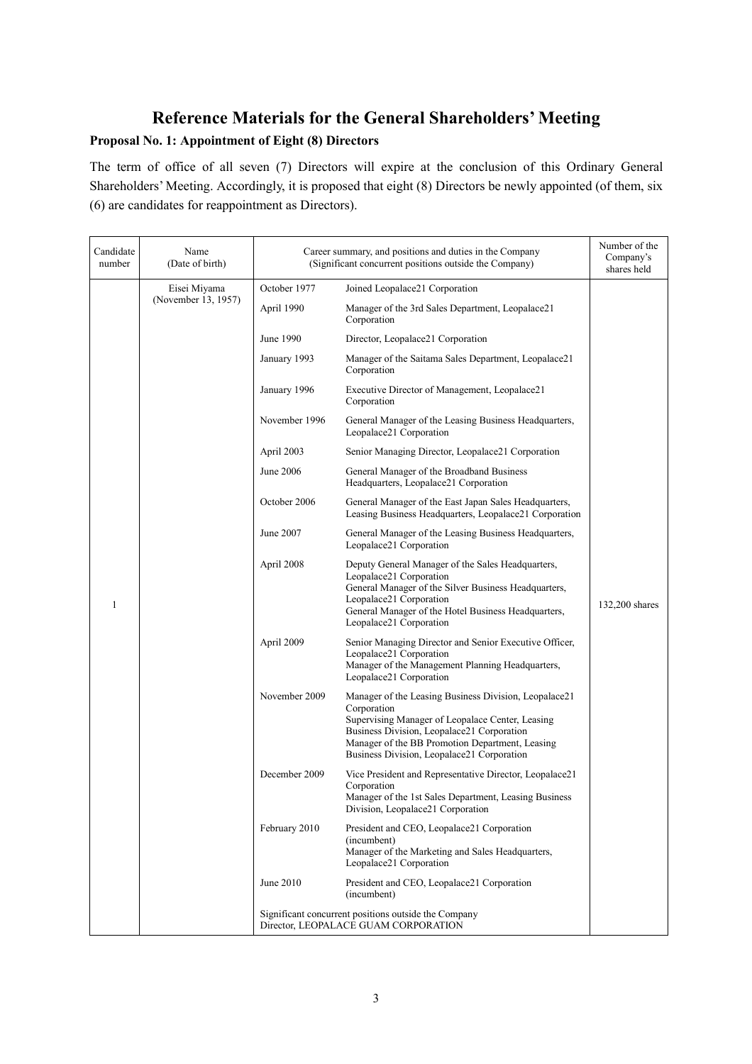# Reference Materials for the General Shareholders' Meeting

### Proposal No. 1: Appointment of Eight (8) Directors

The term of office of all seven (7) Directors will expire at the conclusion of this Ordinary General Shareholders' Meeting. Accordingly, it is proposed that eight (8) Directors be newly appointed (of them, six (6) are candidates for reappointment as Directors).

| Candidate number | Name (Date of birth) | Career summary, and positions and duties in the Company (Significant concurrent positions outside the Company) | | Number of the Company's shares held |
|---|---|---|---|---|
| 1 | Eisei Miyama (November 13, 1957) | October 1977 | Joined Leopalace21 Corporation | 132,200 shares |
| | | April 1990 | Manager of the 3rd Sales Department, Leopalace21 Corporation | |
| | | June 1990 | Director, Leopalace21 Corporation | |
| | | January 1993 | Manager of the Saitama Sales Department, Leopalace21 Corporation | |
| | | January 1996 | Executive Director of Management, Leopalace21 Corporation | |
| | | November 1996 | General Manager of the Leasing Business Headquarters, Leopalace21 Corporation | |
| | | April 2003 | Senior Managing Director, Leopalace21 Corporation | |
| | | June 2006 | General Manager of the Broadband Business Headquarters, Leopalace21 Corporation | |
| | | October 2006 | General Manager of the East Japan Sales Headquarters, Leasing Business Headquarters, Leopalace21 Corporation | |
| | | June 2007 | General Manager of the Leasing Business Headquarters, Leopalace21 Corporation | |
| | | April 2008 | Deputy General Manager of the Sales Headquarters, Leopalace21 Corporation<br>General Manager of the Silver Business Headquarters, Leopalace21 Corporation<br>General Manager of the Hotel Business Headquarters, Leopalace21 Corporation | |
| | | April 2009 | Senior Managing Director and Senior Executive Officer, Leopalace21 Corporation<br>Manager of the Management Planning Headquarters, Leopalace21 Corporation | |
| | | November 2009 | Manager of the Leasing Business Division, Leopalace21 Corporation<br>Supervising Manager of Leopalace Center, Leasing Business Division, Leopalace21 Corporation<br>Manager of the BB Promotion Department, Leasing Business Division, Leopalace21 Corporation | |
| | | December 2009 | Vice President and Representative Director, Leopalace21 Corporation<br>Manager of the 1st Sales Department, Leasing Business Division, Leopalace21 Corporation | |
| | | February 2010 | President and CEO, Leopalace21 Corporation (incumbent)<br>Manager of the Marketing and Sales Headquarters, Leopalace21 Corporation | |
| | | June 2010 | President and CEO, Leopalace21 Corporation (incumbent) | |
| | | Significant concurrent positions outside the Company<br>Director, LEOPALACE GUAM CORPORATION | | |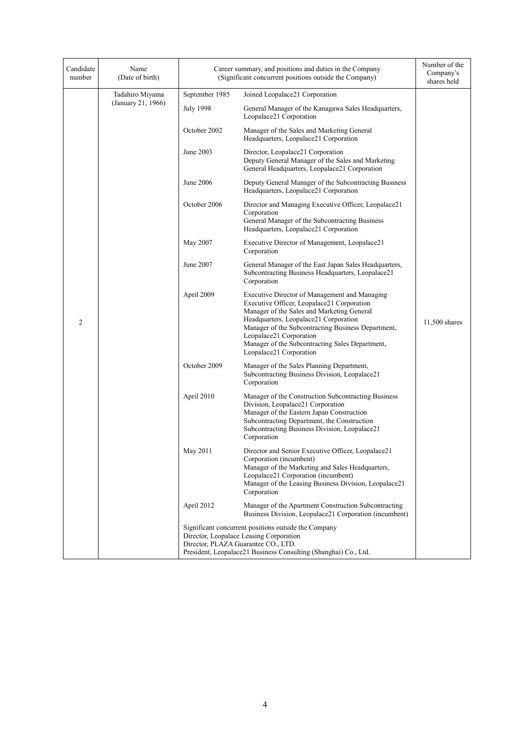| Candidate number | Name (Date of birth) | Career summary, and positions and duties in the Company (Significant concurrent positions outside the Company) | | Number of the Company's shares held |
|---|---|---|---|---|
| 2 | Tadahiro Miyama (January 21, 1966) | September 1985 | Joined Leopalace21 Corporation | 11,500 shares |
| | | July 1998 | General Manager of the Kanagawa Sales Headquarters, Leopalace21 Corporation | |
| | | October 2002 | Manager of the Sales and Marketing General Headquarters, Leopalace21 Corporation | |
| | | June 2003 | Director, Leopalace21 Corporation<br>Deputy General Manager of the Sales and Marketing General Headquarters, Leopalace21 Corporation | |
| | | June 2006 | Deputy General Manager of the Subcontracting Business Headquarters, Leopalace21 Corporation | |
| | | October 2006 | Director and Managing Executive Officer, Leopalace21 Corporation<br>General Manager of the Subcontracting Business Headquarters, Leopalace21 Corporation | |
| | | May 2007 | Executive Director of Management, Leopalace21 Corporation | |
| | | June 2007 | General Manager of the East Japan Sales Headquarters, Subcontracting Business Headquarters, Leopalace21 Corporation | |
| | | April 2009 | Executive Director of Management and Managing Executive Officer, Leopalace21 Corporation<br>Manager of the Sales and Marketing General Headquarters, Leopalace21 Corporation<br>Manager of the Subcontracting Business Department, Leopalace21 Corporation<br>Manager of the Subcontracting Sales Department, Leopalace21 Corporation | |
| | | October 2009 | Manager of the Sales Planning Department, Subcontracting Business Division, Leopalace21 Corporation | |
| | | April 2010 | Manager of the Construction Subcontracting Business Division, Leopalace21 Corporation<br>Manager of the Eastern Japan Construction Subcontracting Department, the Construction Subcontracting Business Division, Leopalace21 Corporation | |
| | | May 2011 | Director and Senior Executive Officer, Leopalace21 Corporation (incumbent)<br>Manager of the Marketing and Sales Headquarters, Leopalace21 Corporation (incumbent)<br>Manager of the Leasing Business Division, Leopalace21 Corporation | |
| | | April 2012 | Manager of the Apartment Construction Subcontracting Business Division, Leopalace21 Corporation (incumbent) | |
| | | Significant concurrent positions outside the Company<br>Director, Leopalace Leasing Corporation<br>Director, PLAZA Guarantee CO., LTD.<br>President, Leopalace21 Business Consulting (Shanghai) Co., Ltd. | | |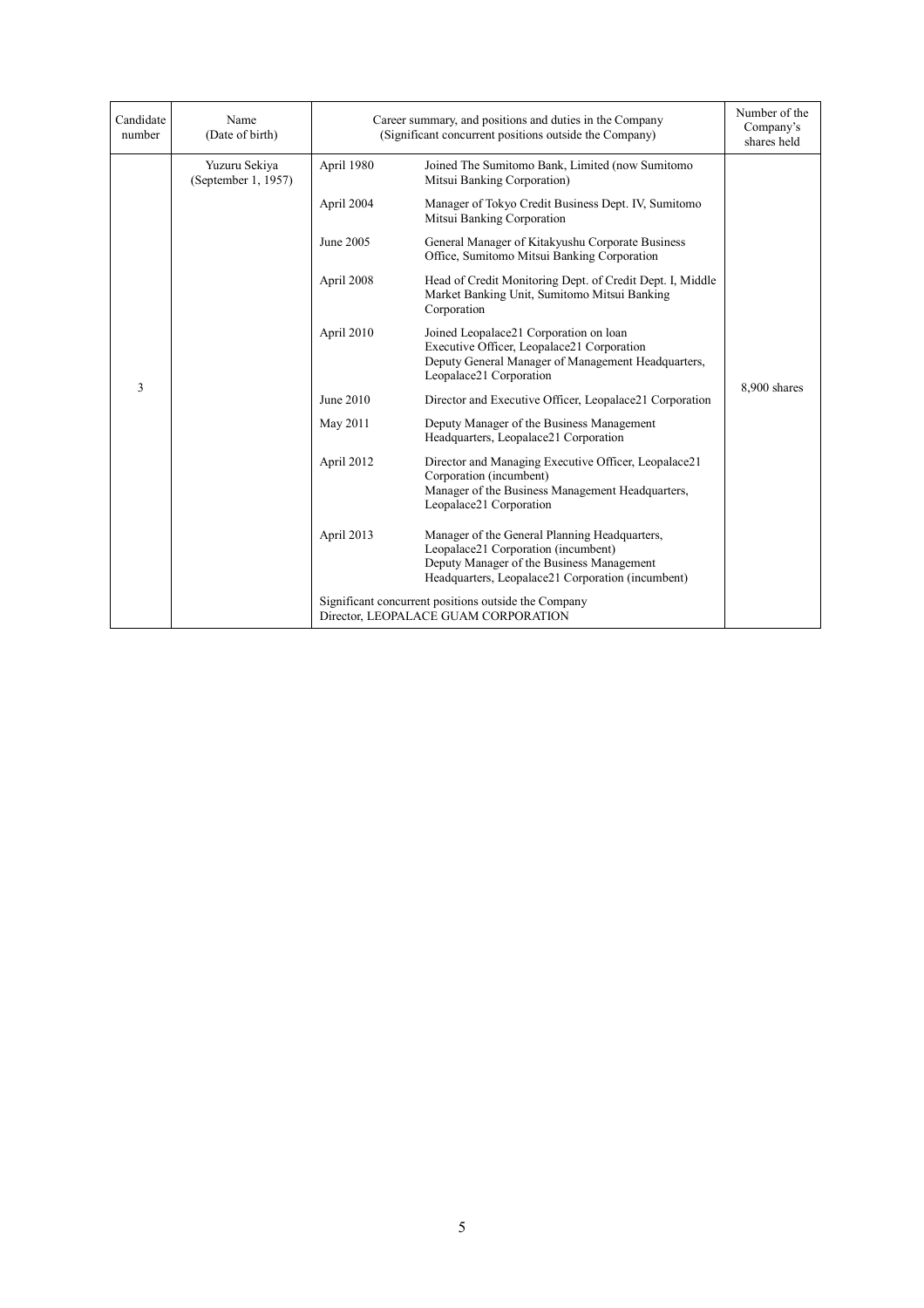| Candidate number | Name (Date of birth) | Career summary, and positions and duties in the Company (Significant concurrent positions outside the Company) | | Number of the Company's shares held |
|---|---|---|---|---|
| 3 | Yuzuru Sekiya (September 1, 1957) | April 1980 | Joined The Sumitomo Bank, Limited (now Sumitomo Mitsui Banking Corporation) | 8,900 shares |
| | | April 2004 | Manager of Tokyo Credit Business Dept. IV, Sumitomo Mitsui Banking Corporation | |
| | | June 2005 | General Manager of Kitakyushu Corporate Business Office, Sumitomo Mitsui Banking Corporation | |
| | | April 2008 | Head of Credit Monitoring Dept. of Credit Dept. I, Middle Market Banking Unit, Sumitomo Mitsui Banking Corporation | |
| | | April 2010 | Joined Leopalace21 Corporation on loan<br>Executive Officer, Leopalace21 Corporation<br>Deputy General Manager of Management Headquarters, Leopalace21 Corporation | |
| | | June 2010 | Director and Executive Officer, Leopalace21 Corporation | |
| | | May 2011 | Deputy Manager of the Business Management Headquarters, Leopalace21 Corporation | |
| | | April 2012 | Director and Managing Executive Officer, Leopalace21 Corporation (incumbent)<br>Manager of the Business Management Headquarters, Leopalace21 Corporation | |
| | | April 2013 | Manager of the General Planning Headquarters, Leopalace21 Corporation (incumbent)<br>Deputy Manager of the Business Management Headquarters, Leopalace21 Corporation (incumbent) | |
| | | Significant concurrent positions outside the Company<br>Director, LEOPALACE GUAM CORPORATION | | |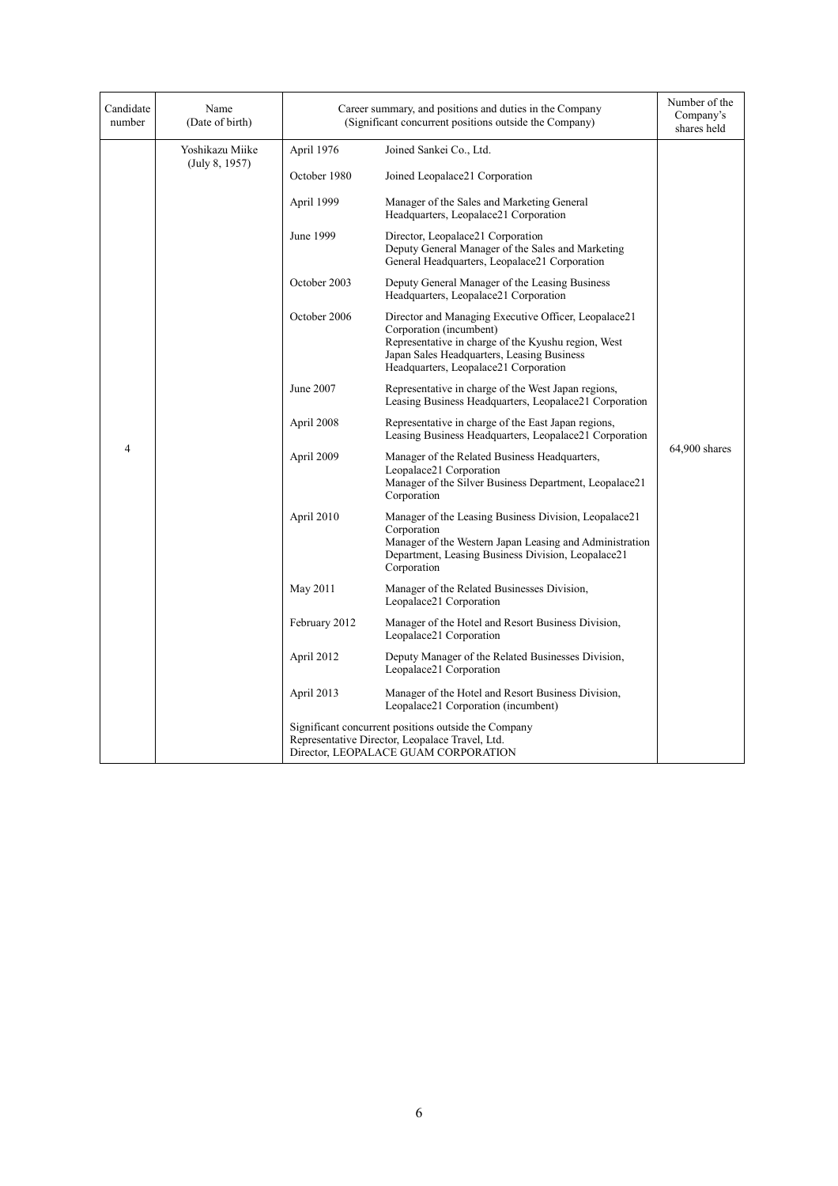| Candidate number | Name (Date of birth) | Career summary, and positions and duties in the Company (Significant concurrent positions outside the Company) | | Number of the Company's shares held |
|---|---|---|---|---|
| 4 | Yoshikazu Miike (July 8, 1957) | April 1976 | Joined Sankei Co., Ltd. | 64,900 shares |
| | | October 1980 | Joined Leopalace21 Corporation | |
| | | April 1999 | Manager of the Sales and Marketing General Headquarters, Leopalace21 Corporation | |
| | | June 1999 | Director, Leopalace21 Corporation<br>Deputy General Manager of the Sales and Marketing General Headquarters, Leopalace21 Corporation | |
| | | October 2003 | Deputy General Manager of the Leasing Business Headquarters, Leopalace21 Corporation | |
| | | October 2006 | Director and Managing Executive Officer, Leopalace21 Corporation (incumbent)<br>Representative in charge of the Kyushu region, West Japan Sales Headquarters, Leasing Business Headquarters, Leopalace21 Corporation | |
| | | June 2007 | Representative in charge of the West Japan regions, Leasing Business Headquarters, Leopalace21 Corporation | |
| | | April 2008 | Representative in charge of the East Japan regions, Leasing Business Headquarters, Leopalace21 Corporation | |
| | | April 2009 | Manager of the Related Business Headquarters, Leopalace21 Corporation<br>Manager of the Silver Business Department, Leopalace21 Corporation | |
| | | April 2010 | Manager of the Leasing Business Division, Leopalace21 Corporation<br>Manager of the Western Japan Leasing and Administration Department, Leasing Business Division, Leopalace21 Corporation | |
| | | May 2011 | Manager of the Related Businesses Division, Leopalace21 Corporation | |
| | | February 2012 | Manager of the Hotel and Resort Business Division, Leopalace21 Corporation | |
| | | April 2012 | Deputy Manager of the Related Businesses Division, Leopalace21 Corporation | |
| | | April 2013 | Manager of the Hotel and Resort Business Division, Leopalace21 Corporation (incumbent) | |
| | | Significant concurrent positions outside the Company<br>Representative Director, Leopalace Travel, Ltd.<br>Director, LEOPALACE GUAM CORPORATION | | |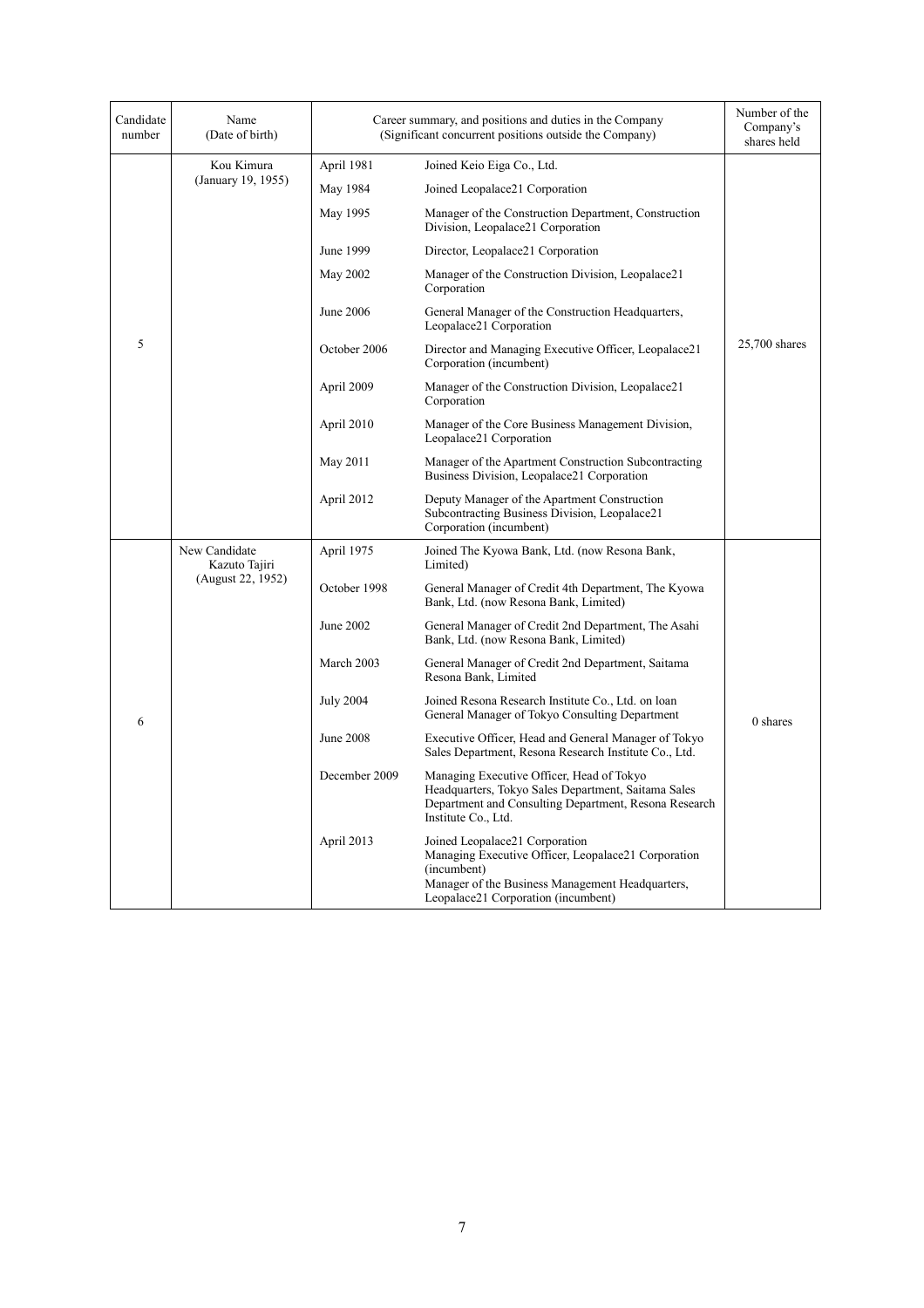| Candidate number | Name (Date of birth) | Career summary, and positions and duties in the Company (Significant concurrent positions outside the Company) | | Number of the Company's shares held |
|---|---|---|---|---|
| 5 | Kou Kimura (January 19, 1955) | April 1981 | Joined Keio Eiga Co., Ltd. | 25,700 shares |
| | | May 1984 | Joined Leopalace21 Corporation | |
| | | May 1995 | Manager of the Construction Department, Construction Division, Leopalace21 Corporation | |
| | | June 1999 | Director, Leopalace21 Corporation | |
| | | May 2002 | Manager of the Construction Division, Leopalace21 Corporation | |
| | | June 2006 | General Manager of the Construction Headquarters, Leopalace21 Corporation | |
| | | October 2006 | Director and Managing Executive Officer, Leopalace21 Corporation (incumbent) | |
| | | April 2009 | Manager of the Construction Division, Leopalace21 Corporation | |
| | | April 2010 | Manager of the Core Business Management Division, Leopalace21 Corporation | |
| | | May 2011 | Manager of the Apartment Construction Subcontracting Business Division, Leopalace21 Corporation | |
| | | April 2012 | Deputy Manager of the Apartment Construction Subcontracting Business Division, Leopalace21 Corporation (incumbent) | |
| 6 | New Candidate Kazuto Tajiri (August 22, 1952) | April 1975 | Joined The Kyowa Bank, Ltd. (now Resona Bank, Limited) | 0 shares |
| | | October 1998 | General Manager of Credit 4th Department, The Kyowa Bank, Ltd. (now Resona Bank, Limited) | |
| | | June 2002 | General Manager of Credit 2nd Department, The Asahi Bank, Ltd. (now Resona Bank, Limited) | |
| | | March 2003 | General Manager of Credit 2nd Department, Saitama Resona Bank, Limited | |
| | | July 2004 | Joined Resona Research Institute Co., Ltd. on loan<br>General Manager of Tokyo Consulting Department | |
| | | June 2008 | Executive Officer, Head and General Manager of Tokyo Sales Department, Resona Research Institute Co., Ltd. | |
| | | December 2009 | Managing Executive Officer, Head of Tokyo Headquarters, Tokyo Sales Department, Saitama Sales Department and Consulting Department, Resona Research Institute Co., Ltd. | |
| | | April 2013 | Joined Leopalace21 Corporation<br>Managing Executive Officer, Leopalace21 Corporation (incumbent)<br>Manager of the Business Management Headquarters, Leopalace21 Corporation (incumbent) | |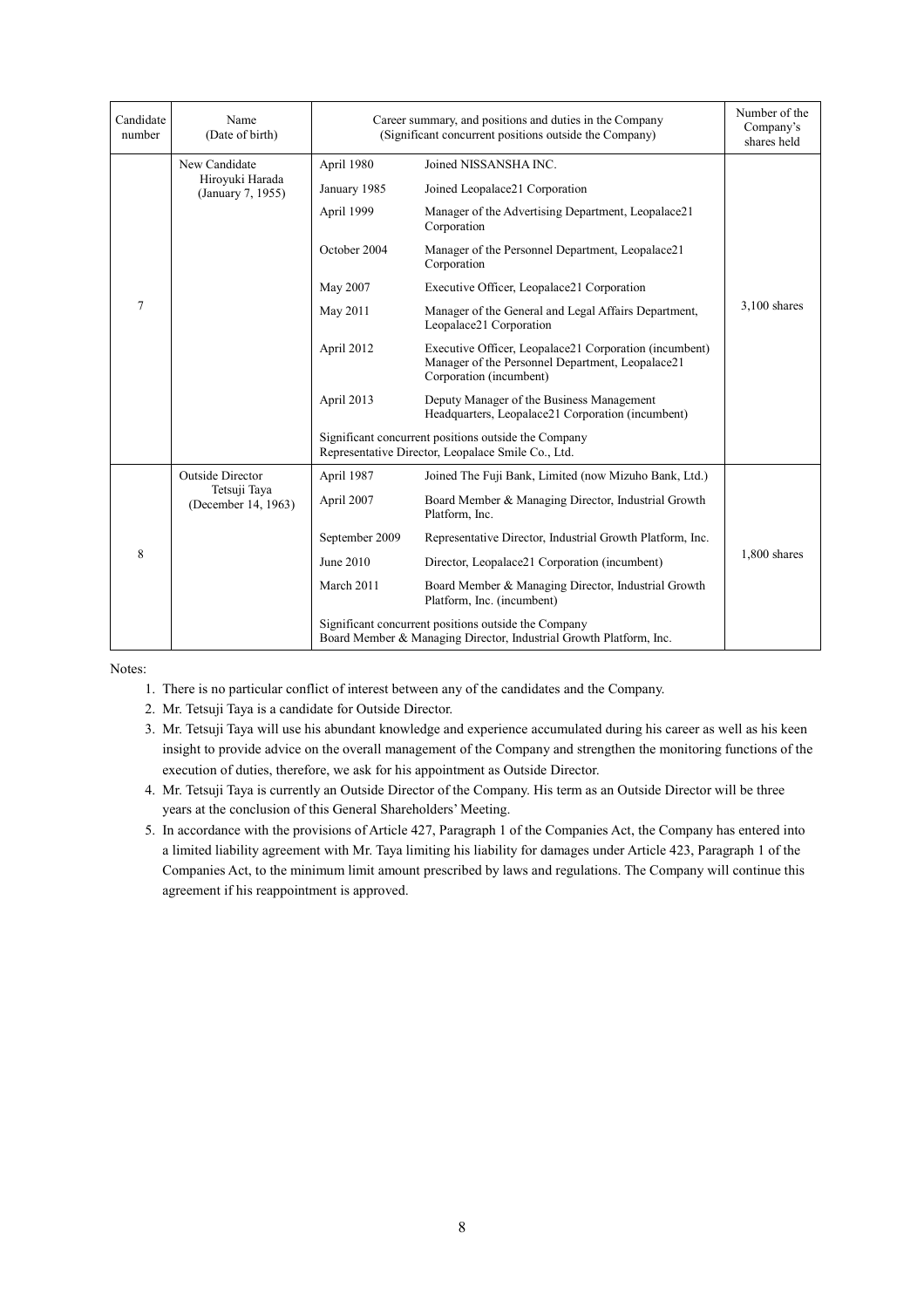| Candidate number | Name (Date of birth) | Career summary, and positions and duties in the Company (Significant concurrent positions outside the Company) | | Number of the Company's shares held |
|---|---|---|---|---|
| 7 | New Candidate<br>Hiroyuki Harada<br>(January 7, 1955) | April 1980 | Joined NISSANSHA INC. | 3,100 shares |
| | | January 1985 | Joined Leopalace21 Corporation | |
| | | April 1999 | Manager of the Advertising Department, Leopalace21 Corporation | |
| | | October 2004 | Manager of the Personnel Department, Leopalace21 Corporation | |
| | | May 2007 | Executive Officer, Leopalace21 Corporation | |
| | | May 2011 | Manager of the General and Legal Affairs Department, Leopalace21 Corporation | |
| | | April 2012 | Executive Officer, Leopalace21 Corporation (incumbent)<br>Manager of the Personnel Department, Leopalace21 Corporation (incumbent) | |
| | | April 2013 | Deputy Manager of the Business Management Headquarters, Leopalace21 Corporation (incumbent) | |
| | | Significant concurrent positions outside the Company<br>Representative Director, Leopalace Smile Co., Ltd. | | |
| 8 | Outside Director<br>Tetsuji Taya<br>(December 14, 1963) | April 1987 | Joined The Fuji Bank, Limited (now Mizuho Bank, Ltd.) | 1,800 shares |
| | | April 2007 | Board Member & Managing Director, Industrial Growth Platform, Inc. | |
| | | September 2009 | Representative Director, Industrial Growth Platform, Inc. | |
| | | June 2010 | Director, Leopalace21 Corporation (incumbent) | |
| | | March 2011 | Board Member & Managing Director, Industrial Growth Platform, Inc. (incumbent) | |
| | | Significant concurrent positions outside the Company<br>Board Member & Managing Director, Industrial Growth Platform, Inc. | | |

Notes:

1. There is no particular conflict of interest between any of the candidates and the Company.
2. Mr. Tetsuji Taya is a candidate for Outside Director.
3. Mr. Tetsuji Taya will use his abundant knowledge and experience accumulated during his career as well as his keen insight to provide advice on the overall management of the Company and strengthen the monitoring functions of the execution of duties, therefore, we ask for his appointment as Outside Director.
4. Mr. Tetsuji Taya is currently an Outside Director of the Company. His term as an Outside Director will be three years at the conclusion of this General Shareholders' Meeting.
5. In accordance with the provisions of Article 427, Paragraph 1 of the Companies Act, the Company has entered into a limited liability agreement with Mr. Taya limiting his liability for damages under Article 423, Paragraph 1 of the Companies Act, to the minimum limit amount prescribed by laws and regulations. The Company will continue this agreement if his reappointment is approved.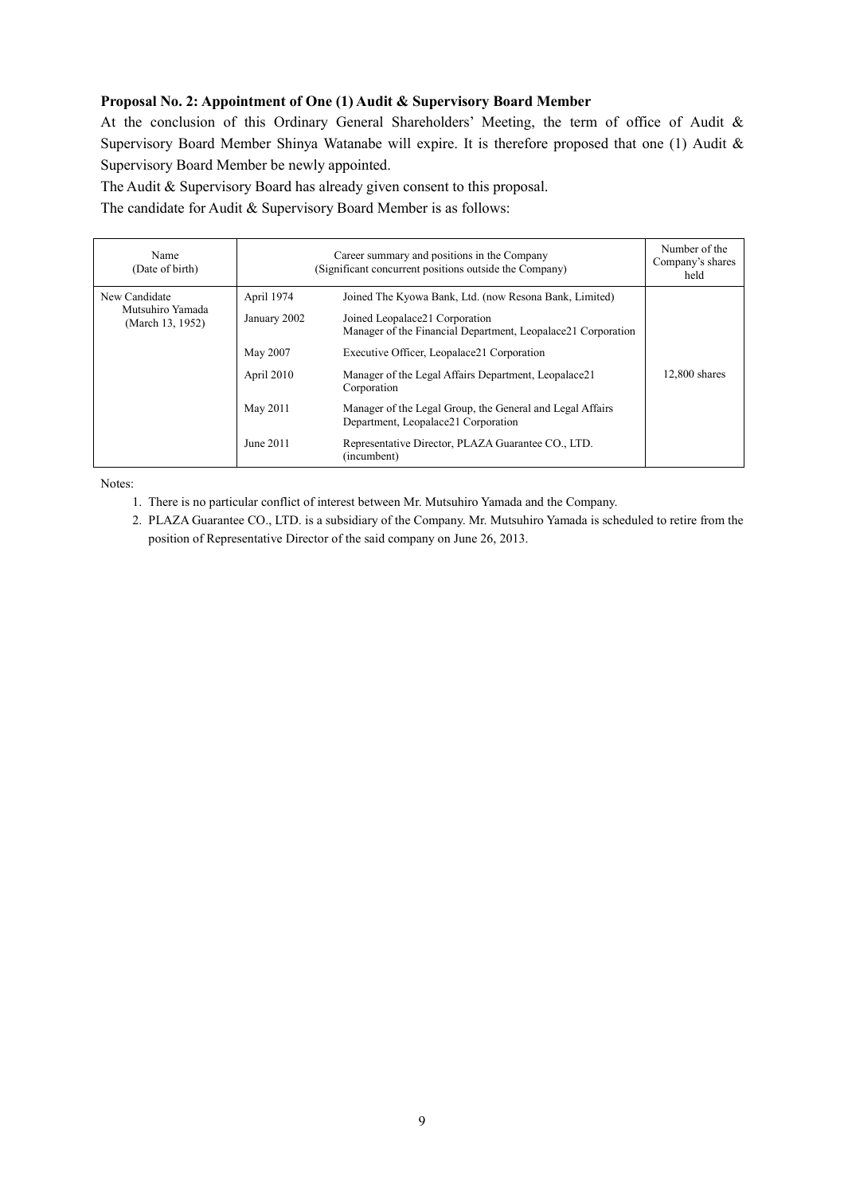**Proposal No. 2: Appointment of One (1) Audit & Supervisory Board Member**

At the conclusion of this Ordinary General Shareholders' Meeting, the term of office of Audit & Supervisory Board Member Shinya Watanabe will expire. It is therefore proposed that one (1) Audit & Supervisory Board Member be newly appointed.

The Audit & Supervisory Board has already given consent to this proposal.

The candidate for Audit & Supervisory Board Member is as follows:

| Name (Date of birth) | Career summary and positions in the Company (Significant concurrent positions outside the Company) | | Number of the Company's shares held |
|---|---|---|---|
| New Candidate<br>Mutsuhiro Yamada<br>(March 13, 1952) | April 1974 | Joined The Kyowa Bank, Ltd. (now Resona Bank, Limited) | 12,800 shares |
| | January 2002 | Joined Leopalace21 Corporation<br>Manager of the Financial Department, Leopalace21 Corporation | |
| | May 2007 | Executive Officer, Leopalace21 Corporation | |
| | April 2010 | Manager of the Legal Affairs Department, Leopalace21 Corporation | |
| | May 2011 | Manager of the Legal Group, the General and Legal Affairs Department, Leopalace21 Corporation | |
| | June 2011 | Representative Director, PLAZA Guarantee CO., LTD. (incumbent) | |

Notes:

1. There is no particular conflict of interest between Mr. Mutsuhiro Yamada and the Company.
2. PLAZA Guarantee CO., LTD. is a subsidiary of the Company. Mr. Mutsuhiro Yamada is scheduled to retire from the position of Representative Director of the said company on June 26, 2013.